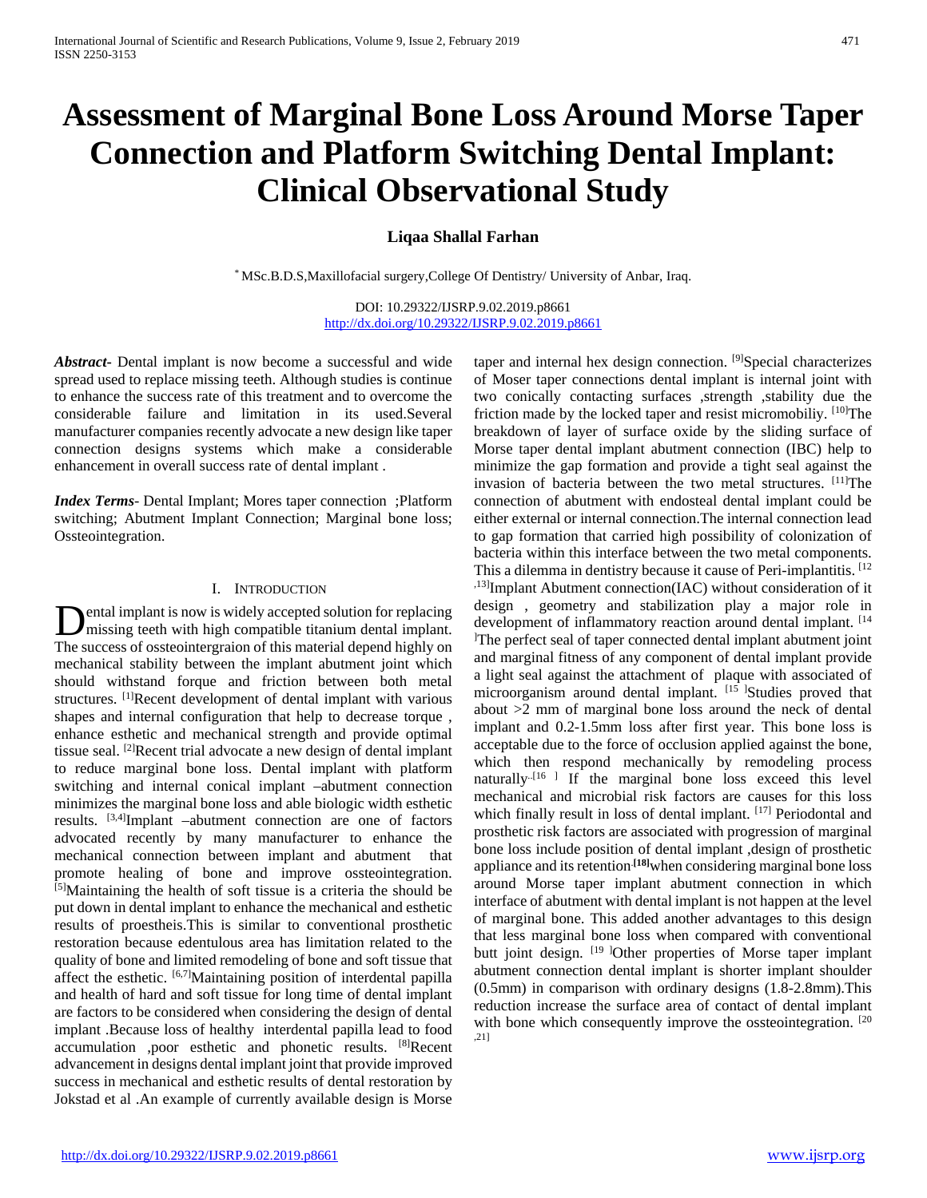# Assessment of Marginal Bone Loss Around Morse Taper Connection and Platform Switching Dental Implant: Clinical Observational Study

**Liqaa Shallal Farhan**

* MSc.B.D.S,Maxillofacial surgery,College Of Dentistry/ University of Anbar, Iraq.

DOI: 10.29322/IJSRP.9.02.2019.p8661
http://dx.doi.org/10.29322/IJSRP.9.02.2019.p8661

***Abstract***- Dental implant is now become a successful and wide spread used to replace missing teeth. Although studies is continue to enhance the success rate of this treatment and to overcome the considerable failure and limitation in its used.Several manufacturer companies recently advocate a new design like taper connection designs systems which make a considerable enhancement in overall success rate of dental implant .

***Index Terms***- Dental Implant; Mores taper connection ;Platform switching; Abutment Implant Connection; Marginal bone loss; Ossteointegration.

## I. Introduction

Dental implant is now is widely accepted solution for replacing missing teeth with high compatible titanium dental implant. The success of ossteointergraion of this material depend highly on mechanical stability between the implant abutment joint which should withstand forque and friction between both metal structures. [1]Recent development of dental implant with various shapes and internal configuration that help to decrease torque , enhance esthetic and mechanical strength and provide optimal tissue seal. [2]Recent trial advocate a new design of dental implant to reduce marginal bone loss. Dental implant with platform switching and internal conical implant –abutment connection minimizes the marginal bone loss and able biologic width esthetic results. [3,4]Implant –abutment connection are one of factors advocated recently by many manufacturer to enhance the mechanical connection between implant and abutment that promote healing of bone and improve ossteointegration. [5]Maintaining the health of soft tissue is a criteria the should be put down in dental implant to enhance the mechanical and esthetic results of proestheis.This is similar to conventional prosthetic restoration because edentulous area has limitation related to the quality of bone and limited remodeling of bone and soft tissue that affect the esthetic. [6,7]Maintaining position of interdental papilla and health of hard and soft tissue for long time of dental implant are factors to be considered when considering the design of dental implant .Because loss of healthy interdental papilla lead to food accumulation ,poor esthetic and phonetic results. [8]Recent advancement in designs dental implant joint that provide improved success in mechanical and esthetic results of dental restoration by Jokstad et al .An example of currently available design is Morse taper and internal hex design connection. [9]Special characterizes of Moser taper connections dental implant is internal joint with two conically contacting surfaces ,strength ,stability due the friction made by the locked taper and resist micromobiliy. [10]The breakdown of layer of surface oxide by the sliding surface of Morse taper dental implant abutment connection (IBC) help to minimize the gap formation and provide a tight seal against the invasion of bacteria between the two metal structures. [11]The connection of abutment with endosteal dental implant could be either external or internal connection.The internal connection lead to gap formation that carried high possibility of colonization of bacteria within this interface between the two metal components. This a dilemma in dentistry because it cause of Peri-implantitis. [12,13]Implant Abutment connection(IAC) without consideration of it design , geometry and stabilization play a major role in development of inflammatory reaction around dental implant. [14]The perfect seal of taper connected dental implant abutment joint and marginal fitness of any component of dental implant provide a light seal against the attachment of plaque with associated of microorganism around dental implant. [15]Studies proved that about >2 mm of marginal bone loss around the neck of dental implant and 0.2-1.5mm loss after first year. This bone loss is acceptable due to the force of occlusion applied against the bone, which then respond mechanically by remodeling process naturally.[16] If the marginal bone loss exceed this level mechanical and microbial risk factors are causes for this loss which finally result in loss of dental implant. [17] Periodontal and prosthetic risk factors are associated with progression of marginal bone loss include position of dental implant ,design of prosthetic appliance and its retention.[18]when considering marginal bone loss around Morse taper implant abutment connection in which interface of abutment with dental implant is not happen at the level of marginal bone. This added another advantages to this design that less marginal bone loss when compared with conventional butt joint design. [19]Other properties of Morse taper implant abutment connection dental implant is shorter implant shoulder (0.5mm) in comparison with ordinary designs (1.8-2.8mm).This reduction increase the surface area of contact of dental implant with bone which consequently improve the ossteointegration. [20,21]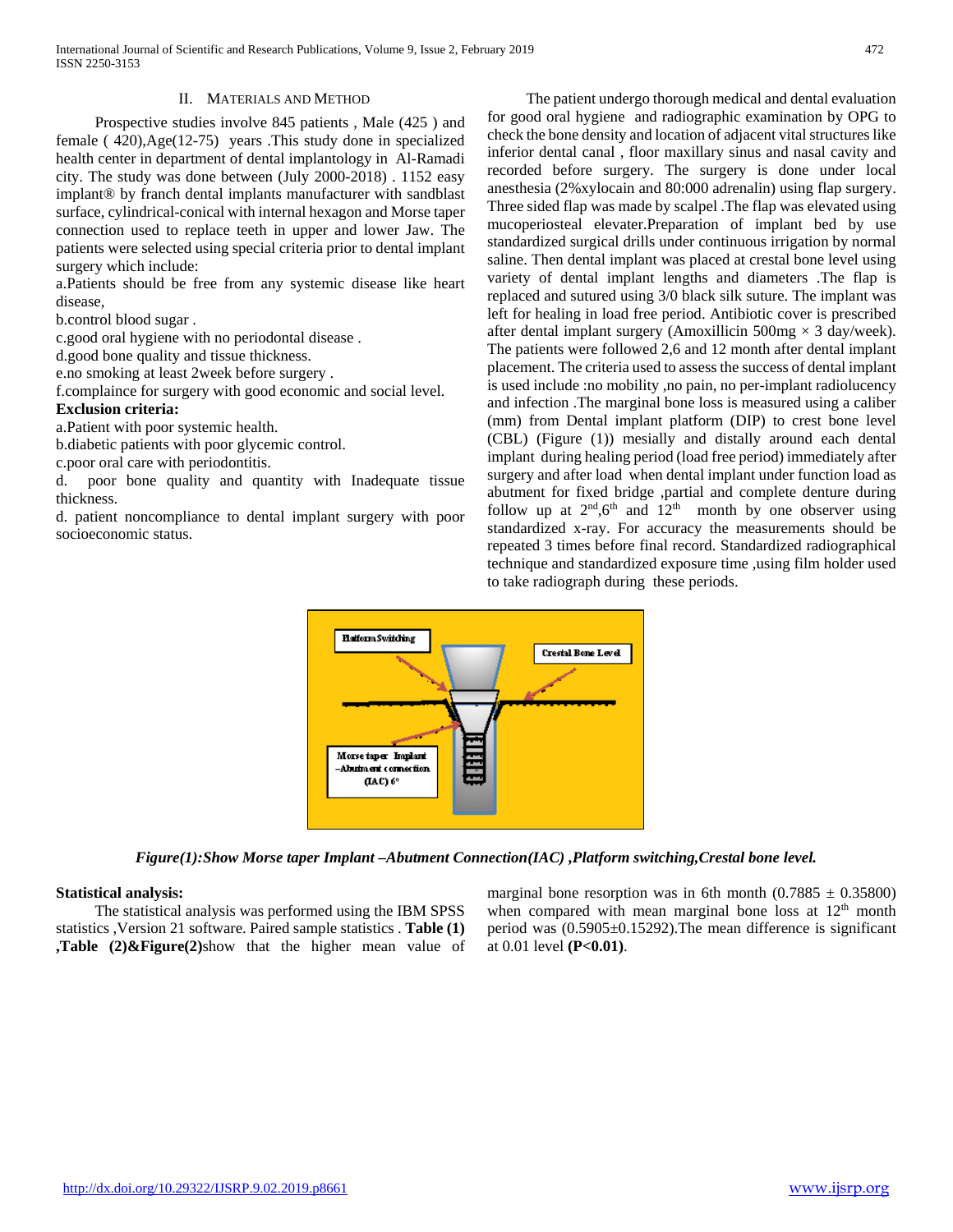## II. Materials and Method

Prospective studies involve 845 patients , Male (425 ) and female ( 420),Age(12-75) years .This study done in specialized health center in department of dental implantology in Al-Ramadi city. The study was done between (July 2000-2018) . 1152 easy implant® by franch dental implants manufacturer with sandblast surface, cylindrical-conical with internal hexagon and Morse taper connection used to replace teeth in upper and lower Jaw. The patients were selected using special criteria prior to dental implant surgery which include:

a.Patients should be free from any systemic disease like heart disease,

b.control blood sugar .

c.good oral hygiene with no periodontal disease .

d.good bone quality and tissue thickness.

e.no smoking at least 2week before surgery .

f.complaince for surgery with good economic and social level.

**Exclusion criteria:**

a.Patient with poor systemic health.

b.diabetic patients with poor glycemic control.

c.poor oral care with periodontitis.

d. poor bone quality and quantity with Inadequate tissue thickness.

d. patient noncompliance to dental implant surgery with poor socioeconomic status.

The patient undergo thorough medical and dental evaluation for good oral hygiene and radiographic examination by OPG to check the bone density and location of adjacent vital structures like inferior dental canal , floor maxillary sinus and nasal cavity and recorded before surgery. The surgery is done under local anesthesia (2%xylocain and 80:000 adrenalin) using flap surgery. Three sided flap was made by scalpel .The flap was elevated using mucoperiosteal elevater.Preparation of implant bed by use standardized surgical drills under continuous irrigation by normal saline. Then dental implant was placed at crestal bone level using variety of dental implant lengths and diameters .The flap is replaced and sutured using 3/0 black silk suture. The implant was left for healing in load free period. Antibiotic cover is prescribed after dental implant surgery (Amoxillicin 500mg × 3 day/week). The patients were followed 2,6 and 12 month after dental implant placement. The criteria used to assess the success of dental implant is used include :no mobility ,no pain, no per-implant radiolucency and infection .The marginal bone loss is measured using a caliber (mm) from Dental implant platform (DIP) to crest bone level (CBL) (Figure (1)) mesially and distally around each dental implant during healing period (load free period) immediately after surgery and after load when dental implant under function load as abutment for fixed bridge ,partial and complete denture during follow up at 2nd,6th and 12th month by one observer using standardized x-ray. For accuracy the measurements should be repeated 3 times before final record. Standardized radiographical technique and standardized exposure time ,using film holder used to take radiograph during these periods.

*Figure(1):Show Morse taper Implant –Abutment Connection(IAC) ,Platform switching,Crestal bone level.*

**Statistical analysis:**

The statistical analysis was performed using the IBM SPSS statistics ,Version 21 software. Paired sample statistics . **Table (1) ,Table (2)&Figure(2)**show that the higher mean value of marginal bone resorption was in 6th month (0.7885 ± 0.35800) when compared with mean marginal bone loss at 12th month period was (0.5905±0.15292).The mean difference is significant at 0.01 level **(P<0.01)**.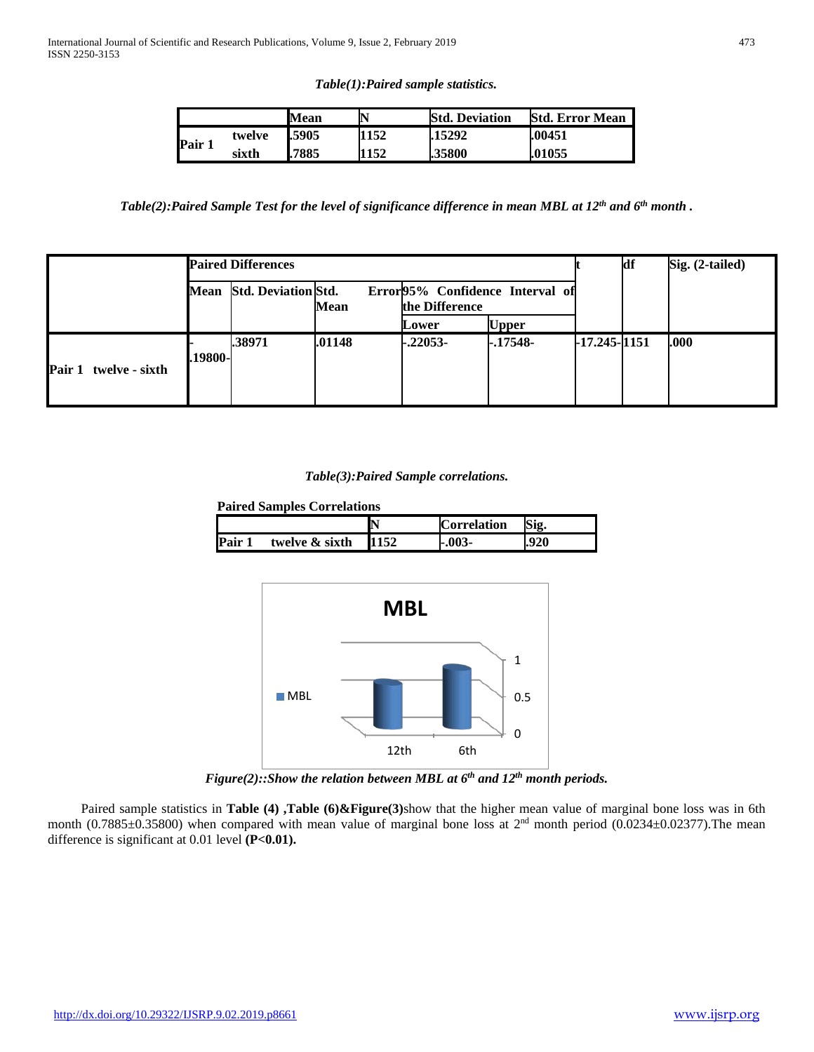*Table(1):Paired sample statistics.*

| | | Mean | N | Std. Deviation | Std. Error Mean |
|---|---|---|---|---|---|
| Pair 1 | twelve | .5905 | 1152 | .15292 | .00451 |
| | sixth | .7885 | 1152 | .35800 | .01055 |

*Table(2):Paired Sample Test for the level of significance difference in mean MBL at 12th and 6th month .*

| | Paired Differences | | | | | t | df | Sig. (2-tailed) |
|---|---|---|---|---|---|---|---|---|
| | Mean | Std. Deviation | Std. Error Mean | 95% Confidence Interval of the Difference | | | | |
| | | | | Lower | Upper | | | |
| Pair 1 twelve - sixth | -.19800- | .38971 | .01148 | -.22053- | -.17548- | -17.245- | 1151 | .000 |

*Table(3):Paired Sample correlations.*

**Paired Samples Correlations**

| | | N | Correlation | Sig. |
|---|---|---|---|---|
| Pair 1 | twelve & sixth | 1152 | -.003- | .920 |

*Figure(2)::Show the relation between MBL at 6th and 12th month periods.*

Paired sample statistics in **Table (4) ,Table (6)&Figure(3)**show that the higher mean value of marginal bone loss was in 6th month (0.7885±0.35800) when compared with mean value of marginal bone loss at 2nd month period (0.0234±0.02377).The mean difference is significant at 0.01 level **(P<0.01).**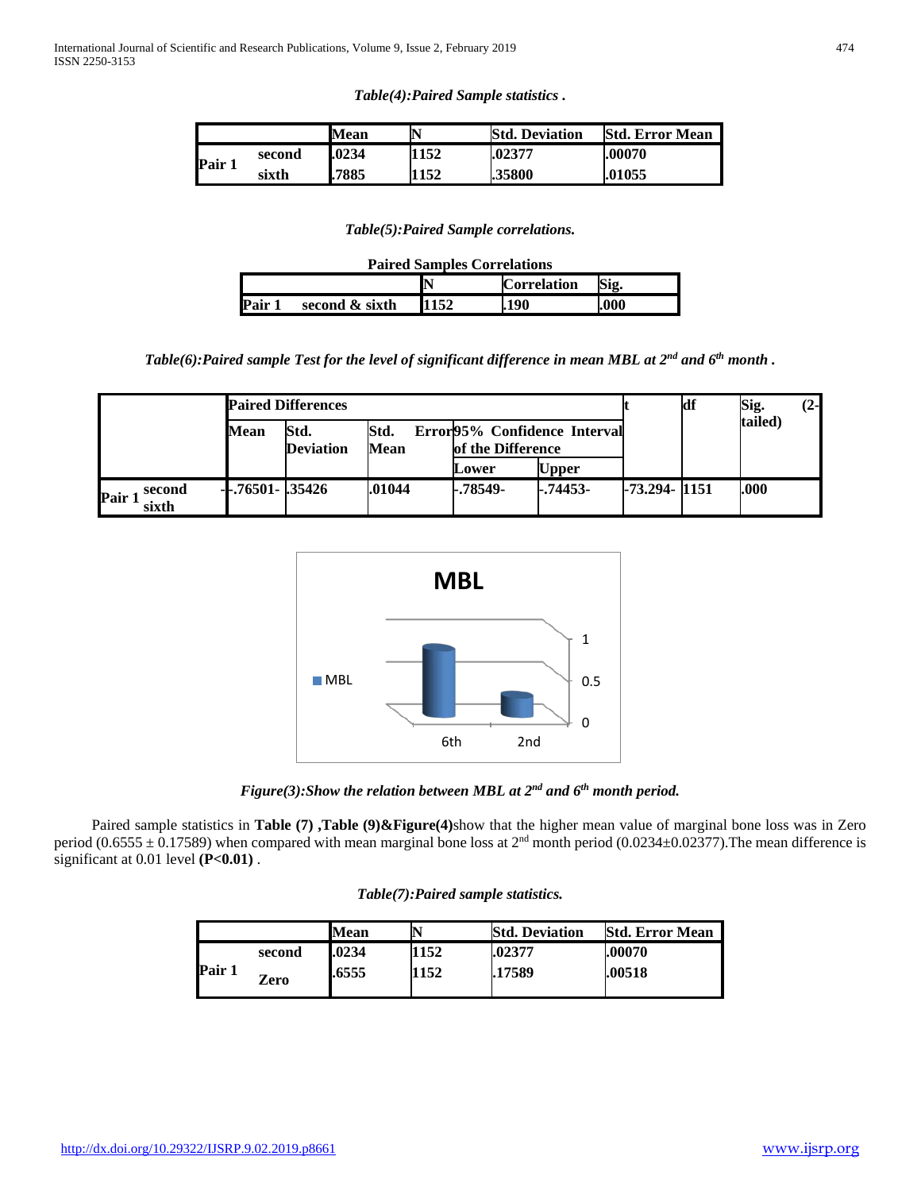*Table(4):Paired Sample statistics .*

| | | Mean | N | Std. Deviation | Std. Error Mean |
|---|---|---|---|---|---|
| Pair 1 | second | .0234 | 1152 | .02377 | .00070 |
| | sixth | .7885 | 1152 | .35800 | .01055 |

*Table(5):Paired Sample correlations.*

**Paired Samples Correlations**

| | | N | Correlation | Sig. |
|---|---|---|---|---|
| Pair 1 | second & sixth | 1152 | .190 | .000 |

*Table(6):Paired sample Test for the level of significant difference in mean MBL at 2nd and 6th month .*

| | Paired Differences | | | | | t | df | Sig. (2-tailed) |
|---|---|---|---|---|---|---|---|---|
| | Mean | Std. Deviation | Std. Error Mean | 95% Confidence Interval of the Difference | | | | |
| | | | | Lower | Upper | | | |
| Pair 1 second - sixth | -.76501- | .35426 | .01044 | -.78549- | -.74453- | -73.294- | 1151 | .000 |

*Figure(3):Show the relation between MBL at 2nd and 6th month period.*

Paired sample statistics in **Table (7) ,Table (9)&Figure(4)**show that the higher mean value of marginal bone loss was in Zero period (0.6555 ± 0.17589) when compared with mean marginal bone loss at 2nd month period (0.0234±0.02377).The mean difference is significant at 0.01 level **(P<0.01)** .

*Table(7):Paired sample statistics.*

| | | Mean | N | Std. Deviation | Std. Error Mean |
|---|---|---|---|---|---|
| Pair 1 | second | .0234 | 1152 | .02377 | .00070 |
| | Zero | .6555 | 1152 | .17589 | .00518 |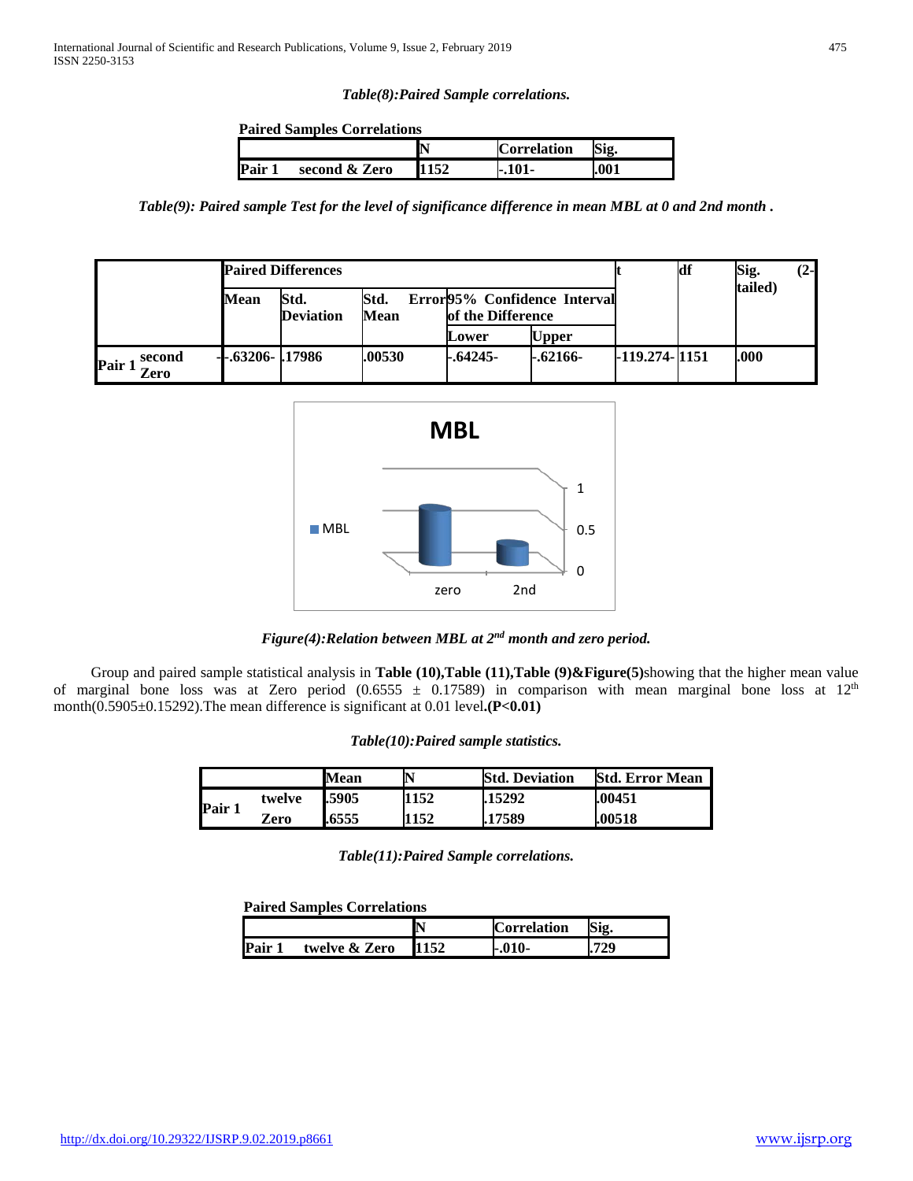*Table(8):Paired Sample correlations.*

**Paired Samples Correlations**

| | | N | Correlation | Sig. |
|---|---|---|---|---|
| **Pair 1** | **second & Zero** | **1152** | **-.101-** | **.001** |

*Table(9): Paired sample Test for the level of significance difference in mean MBL at 0 and 2nd month .*

| | | Paired Differences | | | | | t | df | Sig. (2-tailed) |
|---|---|---|---|---|---|---|---|---|---|
| | | Mean | Std. Deviation | Std. Error Mean | 95% Confidence Interval of the Difference | | | | |
| | | | | | Lower | Upper | | | |
| **Pair 1** | **second - Zero** | **-.63206-** | **.17986** | **.00530** | **-.64245-** | **-.62166-** | **-119.274-** | **1151** | **.000** |

*Figure(4):Relation between MBL at 2nd month and zero period.*

Group and paired sample statistical analysis in **Table (10),Table (11),Table (9)&Figure(5)**showing that the higher mean value of marginal bone loss was at Zero period ($0.6555 \pm 0.17589$) in comparison with mean marginal bone loss at 12th month($0.5905 \pm 0.15292$).The mean difference is significant at 0.01 level**.(P<0.01)**

*Table(10):Paired sample statistics.*

| | | Mean | N | Std. Deviation | Std. Error Mean |
|---|---|---|---|---|---|
| **Pair 1** | **twelve** | **.5905** | **1152** | **.15292** | **.00451** |
| | **Zero** | **.6555** | **1152** | **.17589** | **.00518** |

*Table(11):Paired Sample correlations.*

**Paired Samples Correlations**

| | | N | Correlation | Sig. |
|---|---|---|---|---|
| **Pair 1** | **twelve & Zero** | **1152** | **-.010-** | **.729** |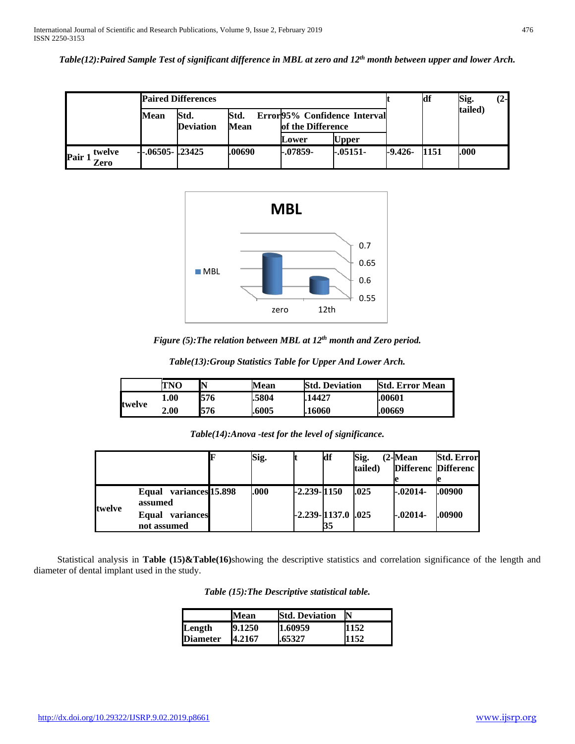*Table(12):Paired Sample Test of significant difference in MBL at zero and 12th month between upper and lower Arch.*

| | Paired Differences | | | | | t | df | Sig. (2-tailed) |
|---|---|---|---|---|---|---|---|---|
| | Mean | Std. Deviation | Std. Error Mean | 95% Confidence Interval of the Difference | | | | |
| | | | | Lower | Upper | | | |
| Pair 1 twelve - Zero | -.06505- | .23425 | .00690 | -.07859- | -.05151- | -9.426- | 1151 | .000 |

*Figure (5):The relation between MBL at 12th month and Zero period.*

*Table(13):Group Statistics Table for Upper And Lower Arch.*

| | TNO | N | Mean | Std. Deviation | Std. Error Mean |
|---|---|---|---|---|---|
| twelve | 1.00 | 576 | .5804 | .14427 | .00601 |
| | 2.00 | 576 | .6005 | .16060 | .00669 |

*Table(14):Anova -test for the level of significance.*

| | | F | Sig. | t | df | Sig. (2-tailed) | Mean Difference | Std. Error Difference |
|---|---|---|---|---|---|---|---|---|
| twelve | Equal variances assumed | 15.898 | .000 | -2.239- | 1150 | .025 | -.02014- | .00900 |
| | Equal variances not assumed | | | -2.239- | 1137.035 | .025 | -.02014- | .00900 |

Statistical analysis in **Table (15)&Table(16)**showing the descriptive statistics and correlation significance of the length and diameter of dental implant used in the study.

*Table (15):The Descriptive statistical table.*

| | Mean | Std. Deviation | N |
|---|---|---|---|
| Length | 9.1250 | 1.60959 | 1152 |
| Diameter | 4.2167 | .65327 | 1152 |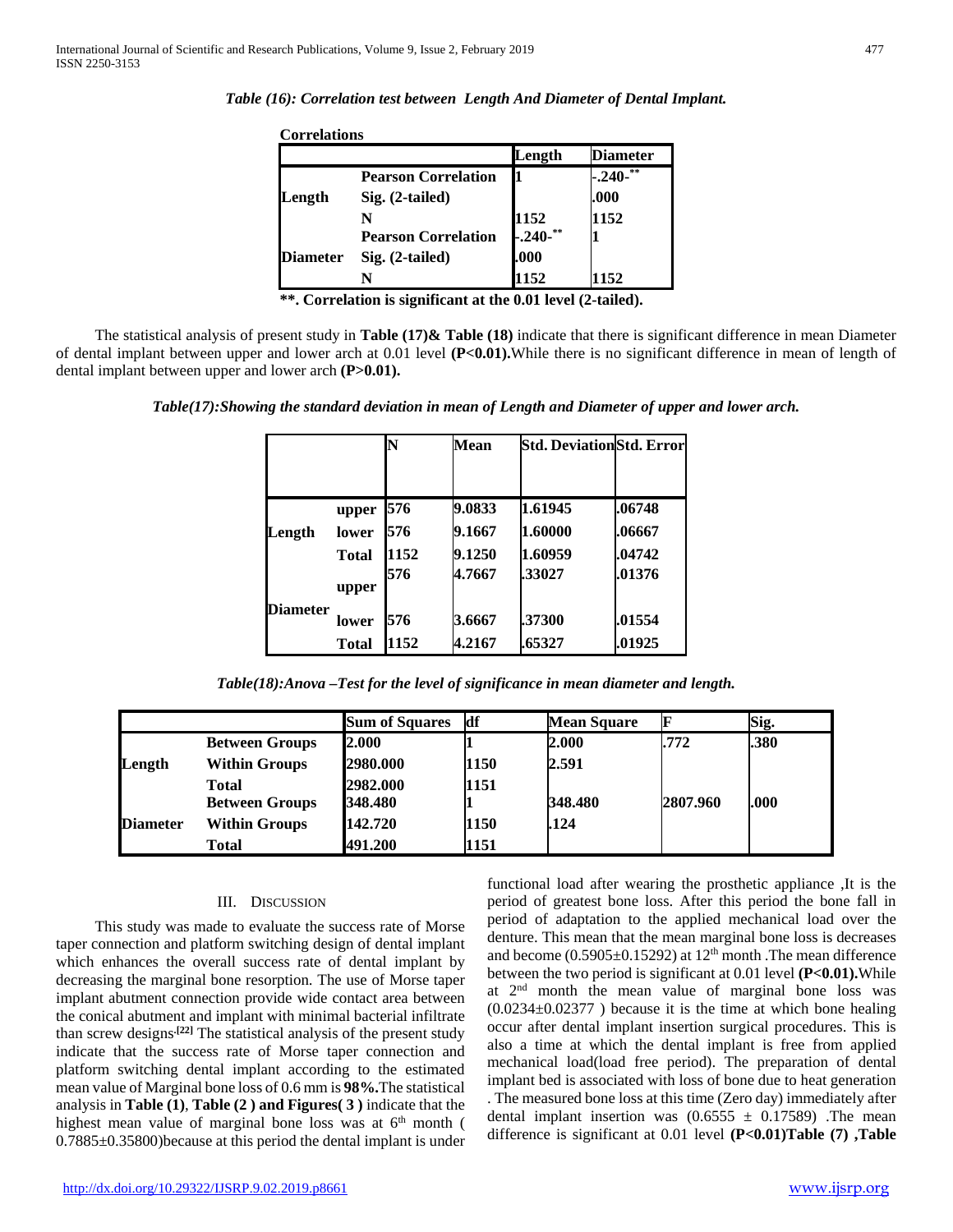*Table (16): Correlation test between Length And Diameter of Dental Implant.*

**Correlations**

| | | Length | Diameter |
|---|---|---|---|
| Length | Pearson Correlation | 1 | -.240-** |
| | Sig. (2-tailed) | | .000 |
| | N | 1152 | 1152 |
| Diameter | Pearson Correlation | -.240-** | 1 |
| | Sig. (2-tailed) | .000 | |
| | N | 1152 | 1152 |

**\*\*. Correlation is significant at the 0.01 level (2-tailed).**

The statistical analysis of present study in **Table (17)& Table (18)** indicate that there is significant difference in mean Diameter of dental implant between upper and lower arch at 0.01 level **(P<0.01).**While there is no significant difference in mean of length of dental implant between upper and lower arch **(P>0.01).**

*Table(17):Showing the standard deviation in mean of Length and Diameter of upper and lower arch.*

| | | N | Mean | Std. Deviation | Std. Error |
|---|---|---|---|---|---|
| Length | upper | 576 | 9.0833 | 1.61945 | .06748 |
| | lower | 576 | 9.1667 | 1.60000 | .06667 |
| | Total | 1152 | 9.1250 | 1.60959 | .04742 |
| Diameter | upper | 576 | 4.7667 | .33027 | .01376 |
| | lower | 576 | 3.6667 | .37300 | .01554 |
| | Total | 1152 | 4.2167 | .65327 | .01925 |

*Table(18):Anova –Test for the level of significance in mean diameter and length.*

| | | Sum of Squares | df | Mean Square | F | Sig. |
|---|---|---|---|---|---|---|
| Length | Between Groups | 2.000 | 1 | 2.000 | .772 | .380 |
| | Within Groups | 2980.000 | 1150 | 2.591 | | |
| | Total | 2982.000 | 1151 | | | |
| Diameter | Between Groups | 348.480 | 1 | 348.480 | 2807.960 | .000 |
| | Within Groups | 142.720 | 1150 | .124 | | |
| | Total | 491.200 | 1151 | | | |

## III. Discussion

This study was made to evaluate the success rate of Morse taper connection and platform switching design of dental implant which enhances the overall success rate of dental implant by decreasing the marginal bone resorption. The use of Morse taper implant abutment connection provide wide contact area between the conical abutment and implant with minimal bacterial infiltrate than screw designs.[22] The statistical analysis of the present study indicate that the success rate of Morse taper connection and platform switching dental implant according to the estimated mean value of Marginal bone loss of 0.6 mm is **98%.**The statistical analysis in **Table (1)**, **Table (2 ) and Figures( 3 )** indicate that the highest mean value of marginal bone loss was at 6th month ( 0.7885±0.35800)because at this period the dental implant is under functional load after wearing the prosthetic appliance ,It is the period of greatest bone loss. After this period the bone fall in period of adaptation to the applied mechanical load over the denture. This mean that the mean marginal bone loss is decreases and become (0.5905±0.15292) at 12th month .The mean difference between the two period is significant at 0.01 level **(P<0.01).**While at 2nd month the mean value of marginal bone loss was (0.0234±0.02377 ) because it is the time at which bone healing occur after dental implant insertion surgical procedures. This is also a time at which the dental implant is free from applied mechanical load(load free period). The preparation of dental implant bed is associated with loss of bone due to heat generation . The measured bone loss at this time (Zero day) immediately after dental implant insertion was (0.6555 ± 0.17589) .The mean difference is significant at 0.01 level **(P<0.01)Table (7) ,Table**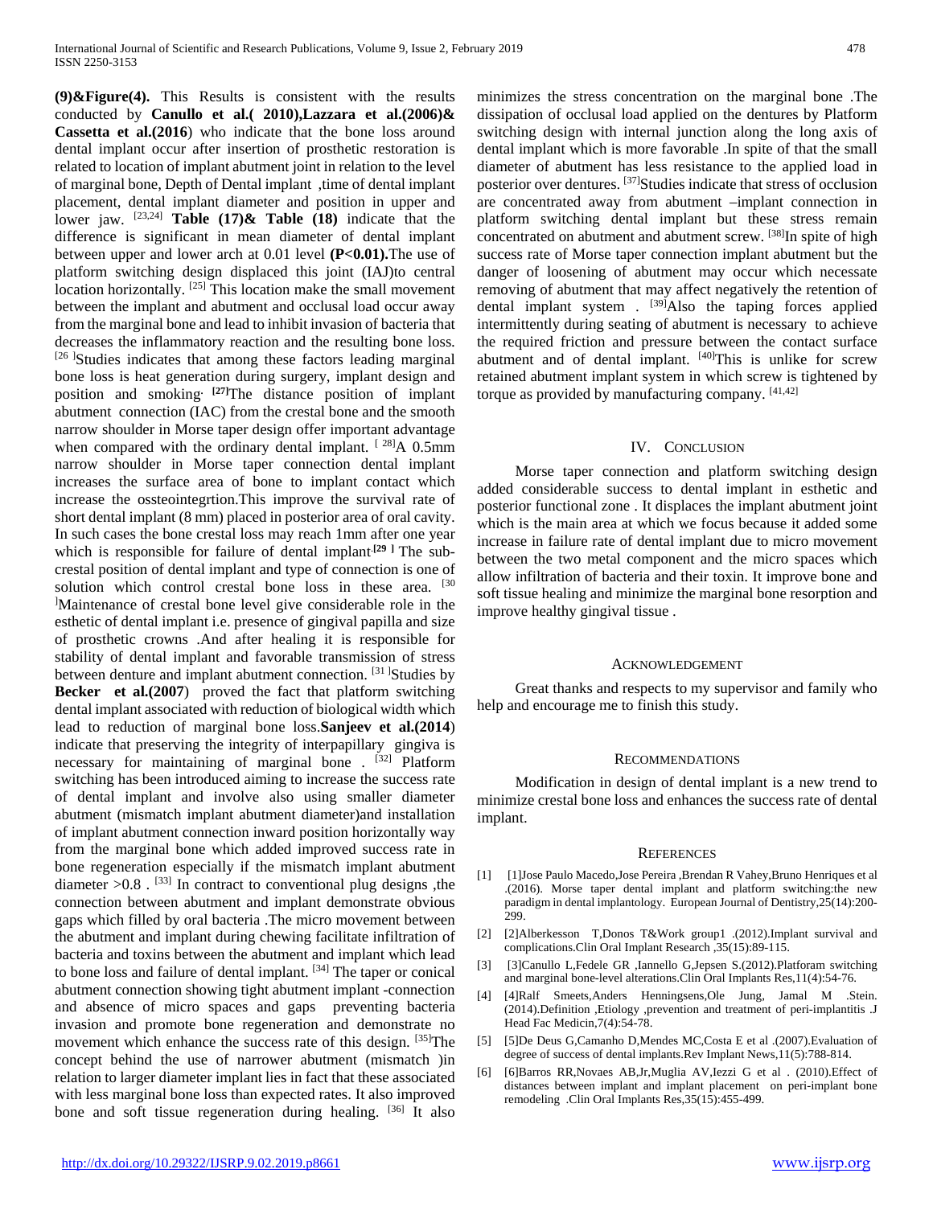**(9)&Figure(4).** This Results is consistent with the results conducted by **Canullo et al.( 2010),Lazzara et al.(2006)& Cassetta et al.(2016**) who indicate that the bone loss around dental implant occur after insertion of prosthetic restoration is related to location of implant abutment joint in relation to the level of marginal bone, Depth of Dental implant ,time of dental implant placement, dental implant diameter and position in upper and lower jaw. [23,24] **Table (17)& Table (18)** indicate that the difference is significant in mean diameter of dental implant between upper and lower arch at 0.01 level **(P<0.01).**The use of platform switching design displaced this joint (IAJ)to central location horizontally. [25] This location make the small movement between the implant and abutment and occlusal load occur away from the marginal bone and lead to inhibit invasion of bacteria that decreases the inflammatory reaction and the resulting bone loss. [26 ]Studies indicates that among these factors leading marginal bone loss is heat generation during surgery, implant design and position and smoking. **[27]**The distance position of implant abutment connection (IAC) from the crestal bone and the smooth narrow shoulder in Morse taper design offer important advantage when compared with the ordinary dental implant. [ 28]A 0.5mm narrow shoulder in Morse taper connection dental implant increases the surface area of bone to implant contact which increase the ossteointegrtion.This improve the survival rate of short dental implant (8 mm) placed in posterior area of oral cavity. In such cases the bone crestal loss may reach 1mm after one year which is responsible for failure of dental implant.**[29 ]** The sub-crestal position of dental implant and type of connection is one of solution which control crestal bone loss in these area. [30 ]Maintenance of crestal bone level give considerable role in the esthetic of dental implant i.e. presence of gingival papilla and size of prosthetic crowns .And after healing it is responsible for stability of dental implant and favorable transmission of stress between denture and implant abutment connection. [31 ]Studies by **Becker et al.(2007**) proved the fact that platform switching dental implant associated with reduction of biological width which lead to reduction of marginal bone loss.**Sanjeev et al.(2014**) indicate that preserving the integrity of interpapillary gingiva is necessary for maintaining of marginal bone . [32] Platform switching has been introduced aiming to increase the success rate of dental implant and involve also using smaller diameter abutment (mismatch implant abutment diameter)and installation of implant abutment connection inward position horizontally way from the marginal bone which added improved success rate in bone regeneration especially if the mismatch implant abutment diameter >0.8 . [33] In contract to conventional plug designs ,the connection between abutment and implant demonstrate obvious gaps which filled by oral bacteria .The micro movement between the abutment and implant during chewing facilitate infiltration of bacteria and toxins between the abutment and implant which lead to bone loss and failure of dental implant. [34] The taper or conical abutment connection showing tight abutment implant -connection and absence of micro spaces and gaps preventing bacteria invasion and promote bone regeneration and demonstrate no movement which enhance the success rate of this design. [35]The concept behind the use of narrower abutment (mismatch )in relation to larger diameter implant lies in fact that these associated with less marginal bone loss than expected rates. It also improved bone and soft tissue regeneration during healing. [36] It also minimizes the stress concentration on the marginal bone .The dissipation of occlusal load applied on the dentures by Platform switching design with internal junction along the long axis of dental implant which is more favorable .In spite of that the small diameter of abutment has less resistance to the applied load in posterior over dentures. [37]Studies indicate that stress of occlusion are concentrated away from abutment –implant connection in platform switching dental implant but these stress remain concentrated on abutment and abutment screw. [38]In spite of high success rate of Morse taper connection implant abutment but the danger of loosening of abutment may occur which necessate removing of abutment that may affect negatively the retention of dental implant system . [39]Also the taping forces applied intermittently during seating of abutment is necessary to achieve the required friction and pressure between the contact surface abutment and of dental implant. [40]This is unlike for screw retained abutment implant system in which screw is tightened by torque as provided by manufacturing company. [41,42]

## IV. Conclusion

Morse taper connection and platform switching design added considerable success to dental implant in esthetic and posterior functional zone . It displaces the implant abutment joint which is the main area at which we focus because it added some increase in failure rate of dental implant due to micro movement between the two metal component and the micro spaces which allow infiltration of bacteria and their toxin. It improve bone and soft tissue healing and minimize the marginal bone resorption and improve healthy gingival tissue .

## Acknowledgement

Great thanks and respects to my supervisor and family who help and encourage me to finish this study.

## Recommendations

Modification in design of dental implant is a new trend to minimize crestal bone loss and enhances the success rate of dental implant.

## References

[1] [1]Jose Paulo Macedo,Jose Pereira ,Brendan R Vahey,Bruno Henriques et al .(2016). Morse taper dental implant and platform switching:the new paradigm in dental implantology. European Journal of Dentistry,25(14):200-299.

[2] [2]Alberkesson T,Donos T&Work group1 .(2012).Implant survival and complications.Clin Oral Implant Research ,35(15):89-115.

[3] [3]Canullo L,Fedele GR ,Iannello G,Jepsen S.(2012).Platforam switching and marginal bone-level alterations.Clin Oral Implants Res,11(4):54-76.

[4] [4]Ralf Smeets,Anders Henningsens,Ole Jung, Jamal M .Stein. (2014).Definition ,Etiology ,prevention and treatment of peri-implantitis .J Head Fac Medicin,7(4):54-78.

[5] [5]De Deus G,Camanho D,Mendes MC,Costa E et al .(2007).Evaluation of degree of success of dental implants.Rev Implant News,11(5):788-814.

[6] [6]Barros RR,Novaes AB,Jr,Muglia AV,Iezzi G et al . (2010).Effect of distances between implant and implant placement on peri-implant bone remodeling .Clin Oral Implants Res,35(15):455-499.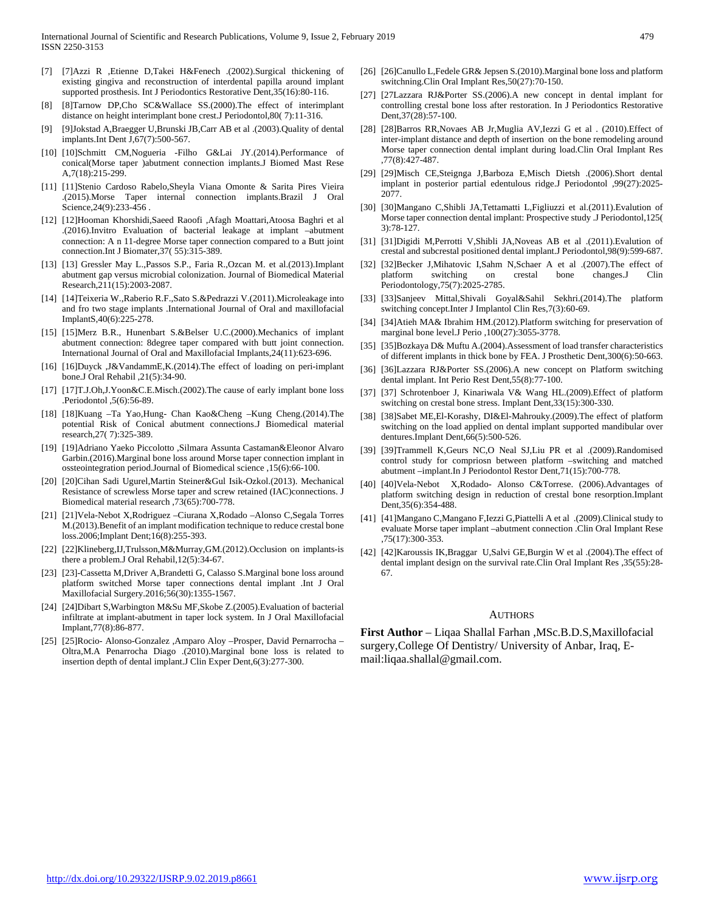[7] [7]Azzi R ,Etienne D,Takei H&Fenech .(2002).Surgical thickening of existing gingiva and reconstruction of interdental papilla around implant supported prosthesis. Int J Periodontics Restorative Dent,35(16):80-116.

[8] [8]Tarnow DP,Cho SC&Wallace SS.(2000).The effect of interimplant distance on height interimplant bone crest.J Periodontol,80( 7):11-316.

[9] [9]Jokstad A,Braegger U,Brunski JB,Carr AB et al .(2003).Quality of dental implants.Int Dent J,67(7):500-567.

[10] [10]Schmitt CM,Nogueria -Filho G&Lai JY.(2014).Performance of conical(Morse taper )abutment connection implants.J Biomed Mast Rese A,7(18):215-299.

[11] [11]Stenio Cardoso Rabelo,Sheyla Viana Omonte & Sarita Pires Vieira .(2015).Morse Taper internal connection implants.Brazil J Oral Science,24(9):233-456 .

[12] [12]Hooman Khorshidi,Saeed Raoofi ,Afagh Moattari,Atoosa Baghri et al .(2016).Invitro Evaluation of bacterial leakage at implant –abutment connection: A n 11-degree Morse taper connection compared to a Butt joint connection.Int J Biomater,37( 55):315-389.

[13] [13] Gressler May L.,Passos S.P., Faria R.,Ozcan M. et al.(2013).Implant abutment gap versus microbial colonization. Journal of Biomedical Material Research,211(15):2003-2087.

[14] [14]Teixeria W.,Raberio R.F.,Sato S.&Pedrazzi V.(2011).Microleakage into and fro two stage implants .International Journal of Oral and maxillofacial ImplantS,40(6):225-278.

[15] [15]Merz B.R., Hunenbart S.&Belser U.C.(2000).Mechanics of implant abutment connection: 8degree taper compared with butt joint connection. International Journal of Oral and Maxillofacial Implants,24(11):623-696.

[16] [16]Duyck ,J&VandammE,K.(2014).The effect of loading on peri-implant bone.J Oral Rehabil ,21(5):34-90.

[17] [17]T.J.Oh,J.Yoon&C.E.Misch.(2002).The cause of early implant bone loss .Periodontol ,5(6):56-89.

[18] [18]Kuang –Ta Yao,Hung- Chan Kao&Cheng –Kung Cheng.(2014).The potential Risk of Conical abutment connections.J Biomedical material research,27( 7):325-389.

[19] [19]Adriano Yaeko Piccolotto ,Silmara Assunta Castaman&Eleonor Alvaro Garbin.(2016).Marginal bone loss around Morse taper connection implant in ossteointegration period.Journal of Biomedical science ,15(6):66-100.

[20] [20]Cihan Sadi Ugurel,Martin Steiner&Gul Isik-Ozkol.(2013). Mechanical Resistance of screwless Morse taper and screw retained (IAC)connections. J Biomedical material research ,73(65):700-778.

[21] [21]Vela-Nebot X,Rodriguez –Ciurana X,Rodado –Alonso C,Segala Torres M.(2013).Benefit of an implant modification technique to reduce crestal bone loss.2006;Implant Dent;16(8):255-393.

[22] [22]Klineberg,IJ,Trulsson,M&Murray,GM.(2012).Occlusion on implants-is there a problem.J Oral Rehabil,12(5):34-67.

[23] [23]-Cassetta M,Driver A,Brandetti G, Calasso S.Marginal bone loss around platform switched Morse taper connections dental implant .Int J Oral Maxillofacial Surgery.2016;56(30):1355-1567.

[24] [24]Dibart S,Warbington M&Su MF,Skobe Z.(2005).Evaluation of bacterial infiltrate at implant-abutment in taper lock system. In J Oral Maxillofacial Implant,77(8):86-877.

[25] [25]Rocio- Alonso-Gonzalez ,Amparo Aloy –Prosper, David Pernarrocha –Oltra,M.A Penarrocha Diago .(2010).Marginal bone loss is related to insertion depth of dental implant.J Clin Exper Dent,6(3):277-300.

[26] [26]Canullo L,Fedele GR& Jepsen S.(2010).Marginal bone loss and platform switchning.Clin Oral Implant Res,50(27):70-150.

[27] [27Lazzara RJ&Porter SS.(2006).A new concept in dental implant for controlling crestal bone loss after restoration. In J Periodontics Restorative Dent,37(28):57-100.

[28] [28]Barros RR,Novaes AB Jr,Muglia AV,Iezzi G et al . (2010).Effect of inter-implant distance and depth of insertion on the bone remodeling around Morse taper connection dental implant during load.Clin Oral Implant Res ,77(8):427-487.

[29] [29]Misch CE,Steignga J,Barboza E,Misch Dietsh .(2006).Short dental implant in posterior partial edentulous ridge.J Periodontol ,99(27):2025-2077.

[30] [30]Mangano C,Shibli JA,Tettamatti L,Figliuzzi et al.(2011).Evalution of Morse taper connection dental implant: Prospective study .J Periodontol,125( 3):78-127.

[31] [31]Digidi M,Perrotti V,Shibli JA,Noveas AB et al .(2011).Evalution of crestal and subcrestal positioned dental implant.J Periodontol,98(9):599-687.

[32] [32]Becker J,Mihatovic I,Sahm N,Schaer A et al .(2007).The effect of platform switching on crestal bone changes.J Clin Periodontology,75(7):2025-2785.

[33] [33]Sanjeev Mittal,Shivali Goyal&Sahil Sekhri.(2014).The platform switching concept.Inter J Implantol Clin Res,7(3):60-69.

[34] [34]Atieh MA& Ibrahim HM.(2012).Platform switching for preservation of marginal bone level.J Perio ,100(27):3055-3778.

[35] [35]Bozkaya D& Muftu A.(2004).Assessment of load transfer characteristics of different implants in thick bone by FEA. J Prosthetic Dent,300(6):50-663.

[36] [36]Lazzara RJ&Porter SS.(2006).A new concept on Platform switching dental implant. Int Perio Rest Dent,55(8):77-100.

[37] [37] Schrotenboer J, Kinariwala V& Wang HL.(2009).Effect of platform switching on crestal bone stress. Implant Dent,33(15):300-330.

[38] [38]Sabet ME,El-Korashy, DI&El-Mahrouky.(2009).The effect of platform switching on the load applied on dental implant supported mandibular over dentures.Implant Dent,66(5):500-526.

[39] [39]Trammell K,Geurs NC,O Neal SJ,Liu PR et al .(2009).Randomised control study for compriosn between platform –switching and matched abutment –implant.In J Periodontol Restor Dent,71(15):700-778.

[40] [40]Vela-Nebot X,Rodado- Alonso C&Torrese. (2006).Advantages of platform switching design in reduction of crestal bone resorption.Implant Dent,35(6):354-488.

[41] [41]Mangano C,Mangano F,Iezzi G,Piattelli A et al .(2009).Clinical study to evaluate Morse taper implant –abutment connection .Clin Oral Implant Rese ,75(17):300-353.

[42] [42]Karoussis IK,Braggar U,Salvi GE,Burgin W et al .(2004).The effect of dental implant design on the survival rate.Clin Oral Implant Res ,35(55):28-67.

## AUTHORS

**First Author** – Liqaa Shallal Farhan ,MSc.B.D.S,Maxillofacial surgery,College Of Dentistry/ University of Anbar, Iraq, E-mail:liqaa.shallal@gmail.com.